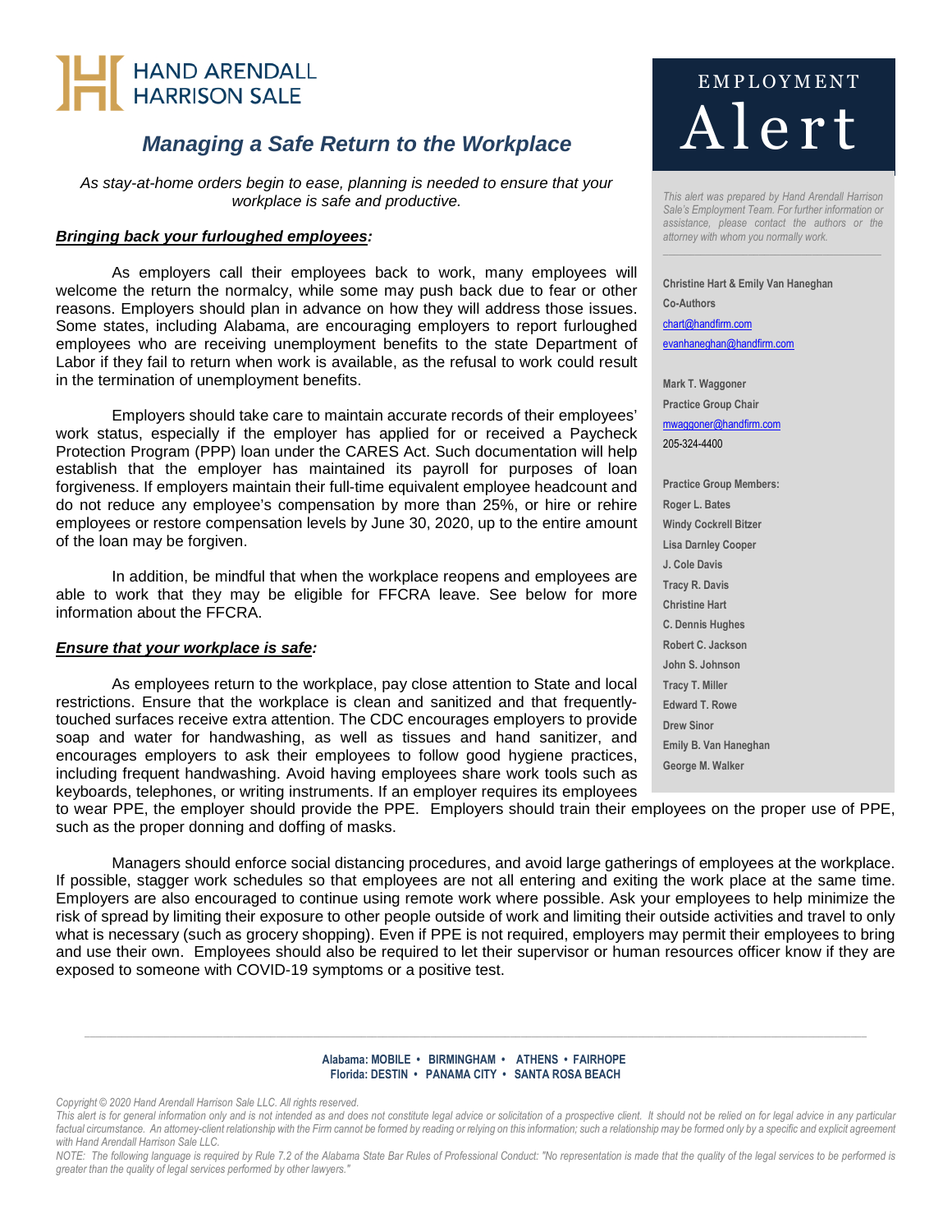# HAND ARENDALL HARRISON SALE

# EMPLOYMENT Alert

## *Managing a Safe Return to the Workplace*

*As stay-at-home orders begin to ease, planning is needed to ensure that your workplace is safe and productive.*

### ***Bringing back your furloughed employees:***

As employers call their employees back to work, many employees will welcome the return the normalcy, while some may push back due to fear or other reasons. Employers should plan in advance on how they will address those issues. Some states, including Alabama, are encouraging employers to report furloughed employees who are receiving unemployment benefits to the state Department of Labor if they fail to return when work is available, as the refusal to work could result in the termination of unemployment benefits.

Employers should take care to maintain accurate records of their employees' work status, especially if the employer has applied for or received a Paycheck Protection Program (PPP) loan under the CARES Act. Such documentation will help establish that the employer has maintained its payroll for purposes of loan forgiveness. If employers maintain their full-time equivalent employee headcount and do not reduce any employee's compensation by more than 25%, or hire or rehire employees or restore compensation levels by June 30, 2020, up to the entire amount of the loan may be forgiven.

In addition, be mindful that when the workplace reopens and employees are able to work that they may be eligible for FFCRA leave. See below for more information about the FFCRA.

### ***Ensure that your workplace is safe:***

As employees return to the workplace, pay close attention to State and local restrictions. Ensure that the workplace is clean and sanitized and that frequently-touched surfaces receive extra attention. The CDC encourages employers to provide soap and water for handwashing, as well as tissues and hand sanitizer, and encourages employers to ask their employees to follow good hygiene practices, including frequent handwashing. Avoid having employees share work tools such as keyboards, telephones, or writing instruments. If an employer requires its employees to wear PPE, the employer should provide the PPE. Employers should train their employees on the proper use of PPE, such as the proper donning and doffing of masks.

Managers should enforce social distancing procedures, and avoid large gatherings of employees at the workplace. If possible, stagger work schedules so that employees are not all entering and exiting the work place at the same time. Employers are also encouraged to continue using remote work where possible. Ask your employees to help minimize the risk of spread by limiting their exposure to other people outside of work and limiting their outside activities and travel to only what is necessary (such as grocery shopping). Even if PPE is not required, employers may permit their employees to bring and use their own. Employees should also be required to let their supervisor or human resources officer know if they are exposed to someone with COVID-19 symptoms or a positive test.

---

*This alert was prepared by Hand Arendall Harrison Sale's Employment Team. For further information or assistance, please contact the authors or the attorney with whom you normally work.*

**Christine Hart & Emily Van Haneghan**
**Co-Authors**
chart@handfirm.com
evanhaneghan@handfirm.com

**Mark T. Waggoner**
**Practice Group Chair**
mwaggoner@handfirm.com
205-324-4400

**Practice Group Members:**
- Roger L. Bates
- Windy Cockrell Bitzer
- Lisa Darnley Cooper
- J. Cole Davis
- Tracy R. Davis
- Christine Hart
- C. Dennis Hughes
- Robert C. Jackson
- John S. Johnson
- Tracy T. Miller
- Edward T. Rowe
- Drew Sinor
- Emily B. Van Haneghan
- George M. Walker

---

**Alabama: MOBILE • BIRMINGHAM • ATHENS • FAIRHOPE**
**Florida: DESTIN • PANAMA CITY • SANTA ROSA BEACH**

*Copyright © 2020 Hand Arendall Harrison Sale LLC. All rights reserved.*

*This alert is for general information only and is not intended as and does not constitute legal advice or solicitation of a prospective client. It should not be relied on for legal advice in any particular factual circumstance. An attorney-client relationship with the Firm cannot be formed by reading or relying on this information; such a relationship may be formed only by a specific and explicit agreement with Hand Arendall Harrison Sale LLC.*

*NOTE: The following language is required by Rule 7.2 of the Alabama State Bar Rules of Professional Conduct: "No representation is made that the quality of the legal services to be performed is greater than the quality of legal services performed by other lawyers."*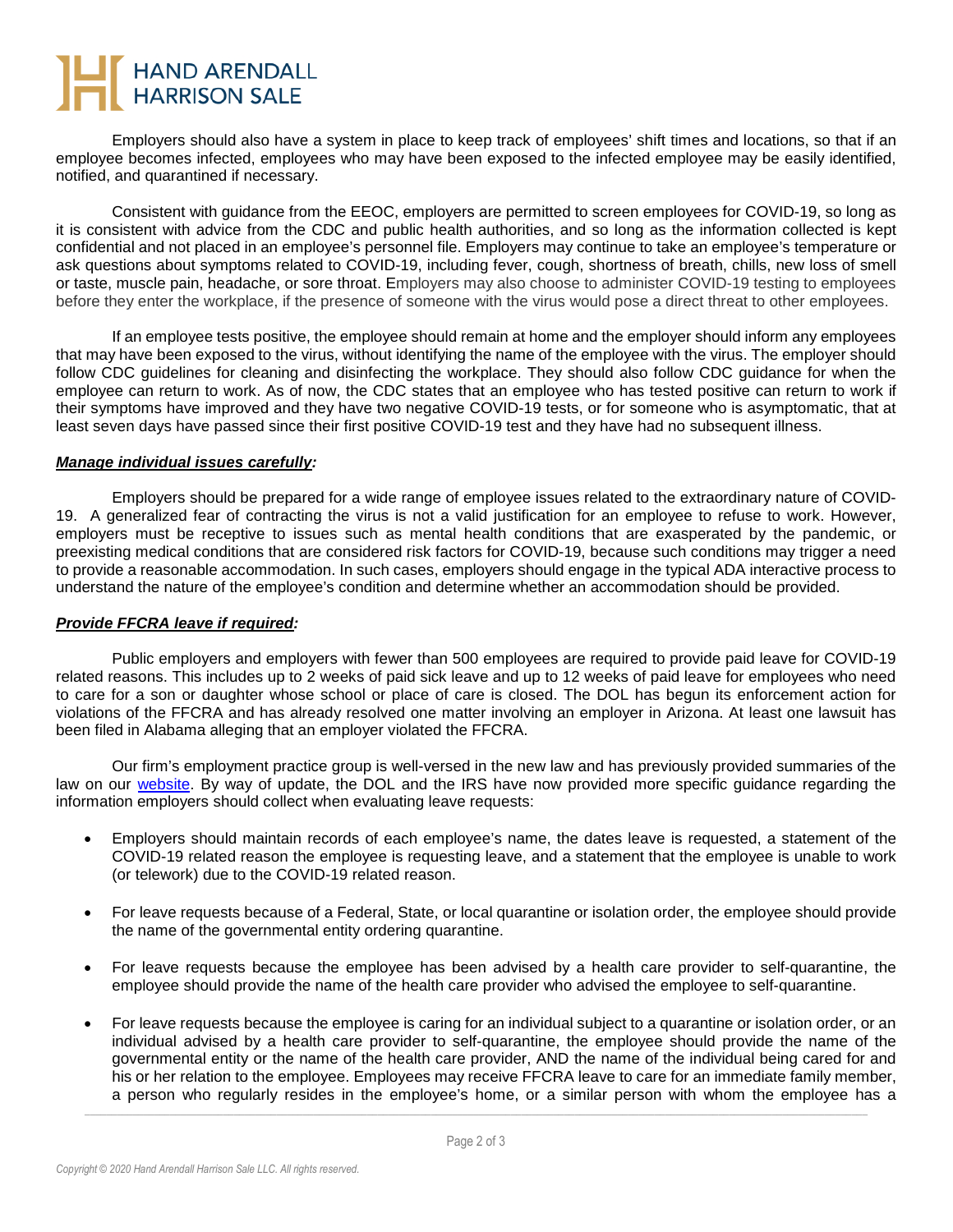Employers should also have a system in place to keep track of employees' shift times and locations, so that if an employee becomes infected, employees who may have been exposed to the infected employee may be easily identified, notified, and quarantined if necessary.

Consistent with guidance from the EEOC, employers are permitted to screen employees for COVID-19, so long as it is consistent with advice from the CDC and public health authorities, and so long as the information collected is kept confidential and not placed in an employee's personnel file. Employers may continue to take an employee's temperature or ask questions about symptoms related to COVID-19, including fever, cough, shortness of breath, chills, new loss of smell or taste, muscle pain, headache, or sore throat. Employers may also choose to administer COVID-19 testing to employees before they enter the workplace, if the presence of someone with the virus would pose a direct threat to other employees.

If an employee tests positive, the employee should remain at home and the employer should inform any employees that may have been exposed to the virus, without identifying the name of the employee with the virus. The employer should follow CDC guidelines for cleaning and disinfecting the workplace. They should also follow CDC guidance for when the employee can return to work. As of now, the CDC states that an employee who has tested positive can return to work if their symptoms have improved and they have two negative COVID-19 tests, or for someone who is asymptomatic, that at least seven days have passed since their first positive COVID-19 test and they have had no subsequent illness.

***Manage individual issues carefully:***

Employers should be prepared for a wide range of employee issues related to the extraordinary nature of COVID-19. A generalized fear of contracting the virus is not a valid justification for an employee to refuse to work. However, employers must be receptive to issues such as mental health conditions that are exasperated by the pandemic, or preexisting medical conditions that are considered risk factors for COVID-19, because such conditions may trigger a need to provide a reasonable accommodation. In such cases, employers should engage in the typical ADA interactive process to understand the nature of the employee's condition and determine whether an accommodation should be provided.

***Provide FFCRA leave if required:***

Public employers and employers with fewer than 500 employees are required to provide paid leave for COVID-19 related reasons. This includes up to 2 weeks of paid sick leave and up to 12 weeks of paid leave for employees who need to care for a son or daughter whose school or place of care is closed. The DOL has begun its enforcement action for violations of the FFCRA and has already resolved one matter involving an employer in Arizona. At least one lawsuit has been filed in Alabama alleging that an employer violated the FFCRA.

Our firm's employment practice group is well-versed in the new law and has previously provided summaries of the law on our website. By way of update, the DOL and the IRS have now provided more specific guidance regarding the information employers should collect when evaluating leave requests:

- Employers should maintain records of each employee's name, the dates leave is requested, a statement of the COVID-19 related reason the employee is requesting leave, and a statement that the employee is unable to work (or telework) due to the COVID-19 related reason.

- For leave requests because of a Federal, State, or local quarantine or isolation order, the employee should provide the name of the governmental entity ordering quarantine.

- For leave requests because the employee has been advised by a health care provider to self-quarantine, the employee should provide the name of the health care provider who advised the employee to self-quarantine.

- For leave requests because the employee is caring for an individual subject to a quarantine or isolation order, or an individual advised by a health care provider to self-quarantine, the employee should provide the name of the governmental entity or the name of the health care provider, AND the name of the individual being cared for and his or her relation to the employee. Employees may receive FFCRA leave to care for an immediate family member, a person who regularly resides in the employee's home, or a similar person with whom the employee has a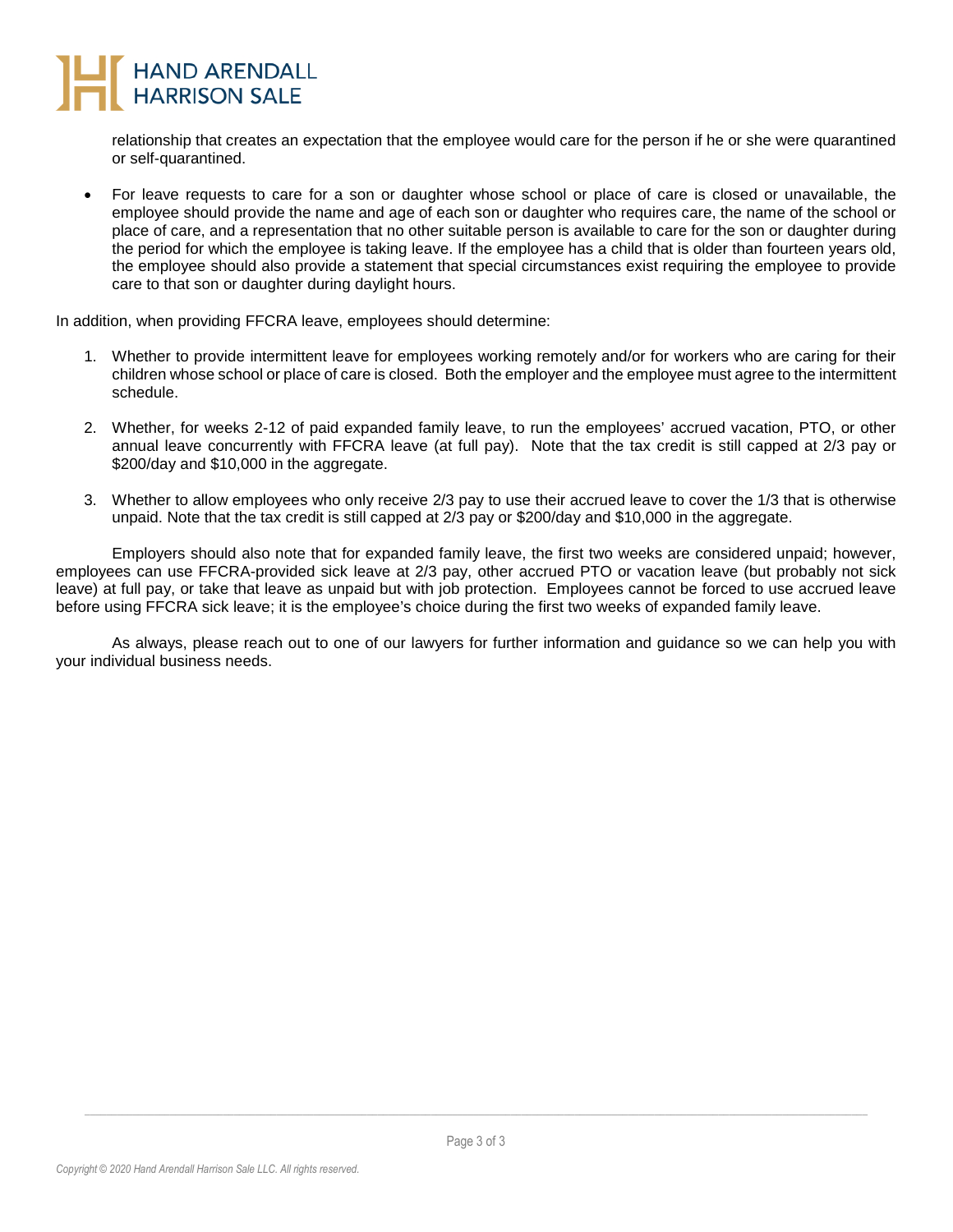relationship that creates an expectation that the employee would care for the person if he or she were quarantined or self-quarantined.

- For leave requests to care for a son or daughter whose school or place of care is closed or unavailable, the employee should provide the name and age of each son or daughter who requires care, the name of the school or place of care, and a representation that no other suitable person is available to care for the son or daughter during the period for which the employee is taking leave. If the employee has a child that is older than fourteen years old, the employee should also provide a statement that special circumstances exist requiring the employee to provide care to that son or daughter during daylight hours.

In addition, when providing FFCRA leave, employees should determine:

1. Whether to provide intermittent leave for employees working remotely and/or for workers who are caring for their children whose school or place of care is closed. Both the employer and the employee must agree to the intermittent schedule.
2. Whether, for weeks 2-12 of paid expanded family leave, to run the employees' accrued vacation, PTO, or other annual leave concurrently with FFCRA leave (at full pay). Note that the tax credit is still capped at 2/3 pay or $200/day and $10,000 in the aggregate.
3. Whether to allow employees who only receive 2/3 pay to use their accrued leave to cover the 1/3 that is otherwise unpaid. Note that the tax credit is still capped at 2/3 pay or $200/day and $10,000 in the aggregate.

Employers should also note that for expanded family leave, the first two weeks are considered unpaid; however, employees can use FFCRA-provided sick leave at 2/3 pay, other accrued PTO or vacation leave (but probably not sick leave) at full pay, or take that leave as unpaid but with job protection. Employees cannot be forced to use accrued leave before using FFCRA sick leave; it is the employee's choice during the first two weeks of expanded family leave.

As always, please reach out to one of our lawyers for further information and guidance so we can help you with your individual business needs.